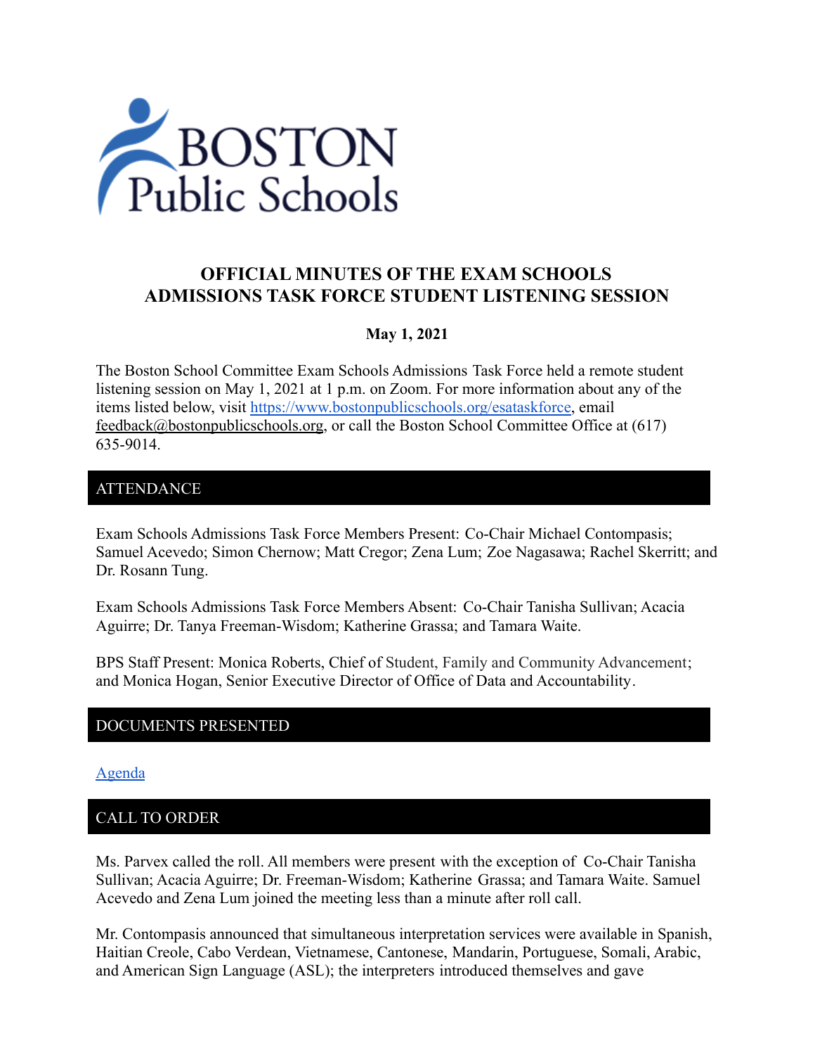# OFFICIAL MINUTES OF THE EXAM SCHOOLS ADMISSIONS TASK FORCE STUDENT LISTENING SESSION

**May 1, 2021**

The Boston School Committee Exam Schools Admissions Task Force held a remote student listening session on May 1, 2021 at 1 p.m. on Zoom. For more information about any of the items listed below, visit https://www.bostonpublicschools.org/esataskforce, email feedback@bostonpublicschools.org, or call the Boston School Committee Office at (617) 635-9014.

## ATTENDANCE

Exam Schools Admissions Task Force Members Present: Co-Chair Michael Contompasis; Samuel Acevedo; Simon Chernow; Matt Cregor; Zena Lum; Zoe Nagasawa; Rachel Skerritt; and Dr. Rosann Tung.

Exam Schools Admissions Task Force Members Absent: Co-Chair Tanisha Sullivan; Acacia Aguirre; Dr. Tanya Freeman-Wisdom; Katherine Grassa; and Tamara Waite.

BPS Staff Present: Monica Roberts, Chief of Student, Family and Community Advancement; and Monica Hogan, Senior Executive Director of Office of Data and Accountability.

## DOCUMENTS PRESENTED

Agenda

## CALL TO ORDER

Ms. Parvex called the roll. All members were present with the exception of Co-Chair Tanisha Sullivan; Acacia Aguirre; Dr. Freeman-Wisdom; Katherine Grassa; and Tamara Waite. Samuel Acevedo and Zena Lum joined the meeting less than a minute after roll call.

Mr. Contompasis announced that simultaneous interpretation services were available in Spanish, Haitian Creole, Cabo Verdean, Vietnamese, Cantonese, Mandarin, Portuguese, Somali, Arabic, and American Sign Language (ASL); the interpreters introduced themselves and gave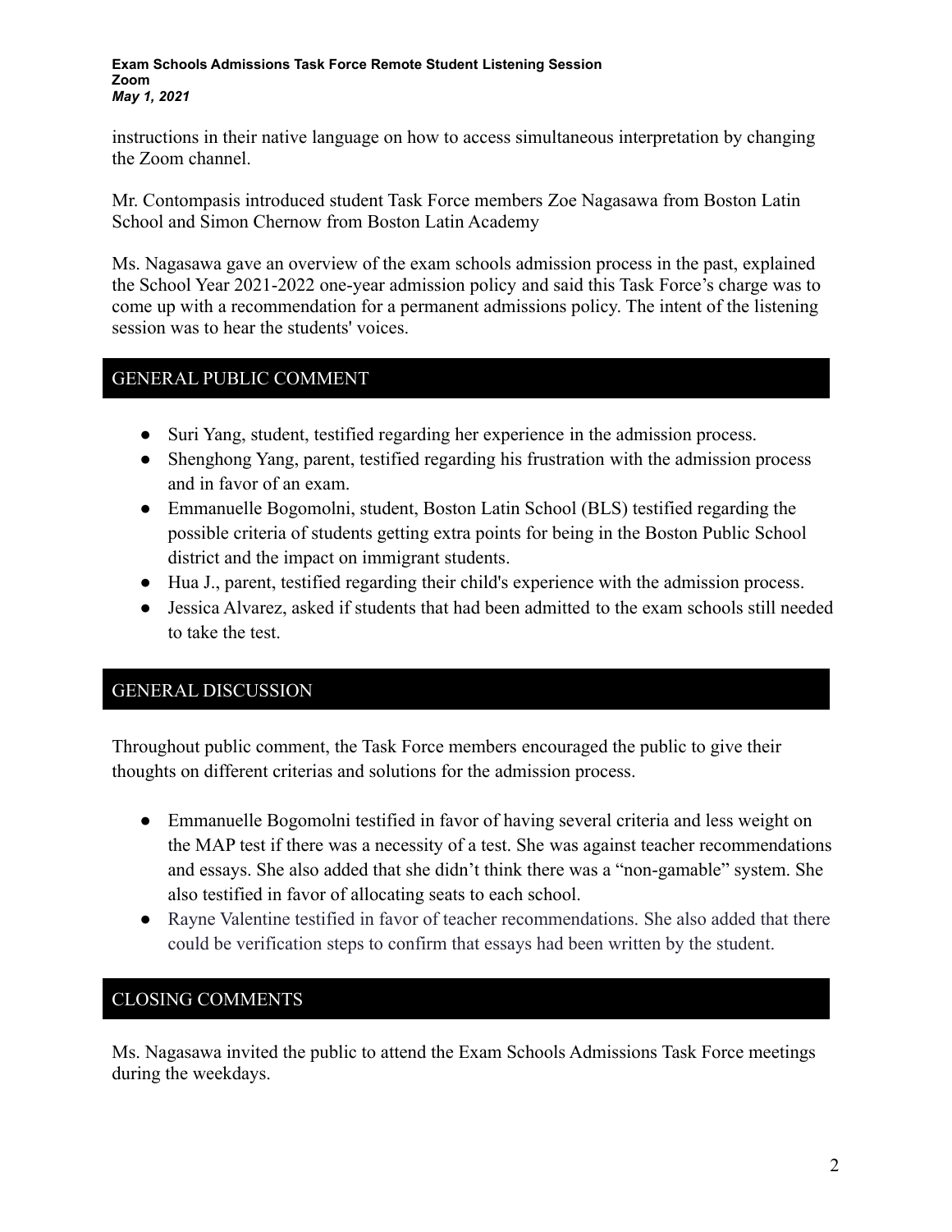instructions in their native language on how to access simultaneous interpretation by changing the Zoom channel.

Mr. Contompasis introduced student Task Force members Zoe Nagasawa from Boston Latin School and Simon Chernow from Boston Latin Academy

Ms. Nagasawa gave an overview of the exam schools admission process in the past, explained the School Year 2021-2022 one-year admission policy and said this Task Force's charge was to come up with a recommendation for a permanent admissions policy. The intent of the listening session was to hear the students' voices.

## GENERAL PUBLIC COMMENT

- Suri Yang, student, testified regarding her experience in the admission process.
- Shenghong Yang, parent, testified regarding his frustration with the admission process and in favor of an exam.
- Emmanuelle Bogomolni, student, Boston Latin School (BLS) testified regarding the possible criteria of students getting extra points for being in the Boston Public School district and the impact on immigrant students.
- Hua J., parent, testified regarding their child's experience with the admission process.
- Jessica Alvarez, asked if students that had been admitted to the exam schools still needed to take the test.

## GENERAL DISCUSSION

Throughout public comment, the Task Force members encouraged the public to give their thoughts on different criterias and solutions for the admission process.

- Emmanuelle Bogomolni testified in favor of having several criteria and less weight on the MAP test if there was a necessity of a test. She was against teacher recommendations and essays. She also added that she didn't think there was a "non-gamable" system. She also testified in favor of allocating seats to each school.
- Rayne Valentine testified in favor of teacher recommendations. She also added that there could be verification steps to confirm that essays had been written by the student.

## CLOSING COMMENTS

Ms. Nagasawa invited the public to attend the Exam Schools Admissions Task Force meetings during the weekdays.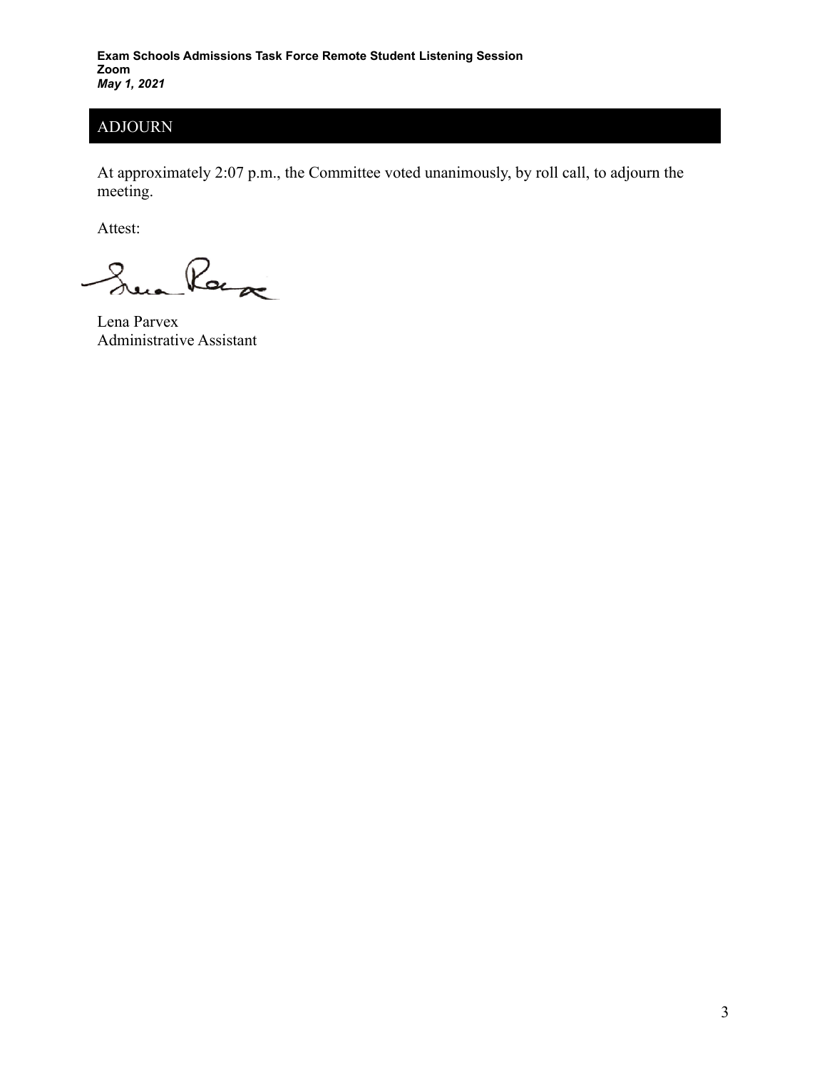## ADJOURN

At approximately 2:07 p.m., the Committee voted unanimously, by roll call, to adjourn the meeting.

Attest:

Lena Parvex
Administrative Assistant